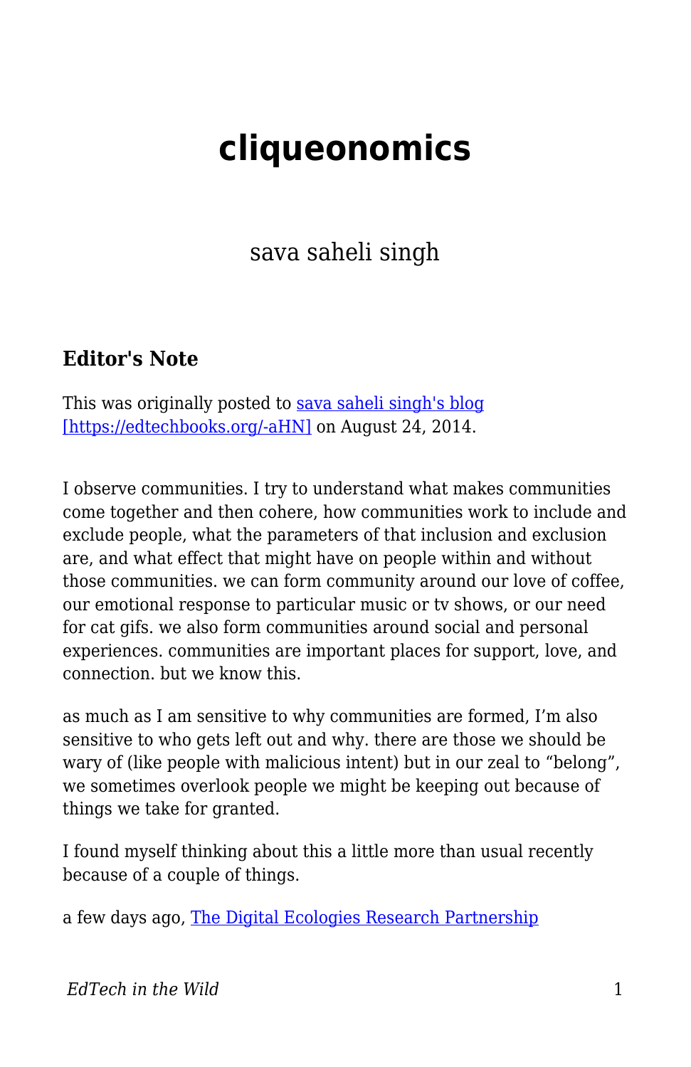# cliqueonomics

sava saheli singh

### Editor's Note

This was originally posted to [sava saheli singh's blog [https://edtechbooks.org/-aHN]](https://edtechbooks.org/-aHN) on August 24, 2014.

I observe communities. I try to understand what makes communities come together and then cohere, how communities work to include and exclude people, what the parameters of that inclusion and exclusion are, and what effect that might have on people within and without those communities. we can form community around our love of coffee, our emotional response to particular music or tv shows, or our need for cat gifs. we also form communities around social and personal experiences. communities are important places for support, love, and connection. but we know this.

as much as I am sensitive to why communities are formed, I'm also sensitive to who gets left out and why. there are those we should be wary of (like people with malicious intent) but in our zeal to "belong", we sometimes overlook people we might be keeping out because of things we take for granted.

I found myself thinking about this a little more than usual recently because of a couple of things.

a few days ago, The Digital Ecologies Research Partnership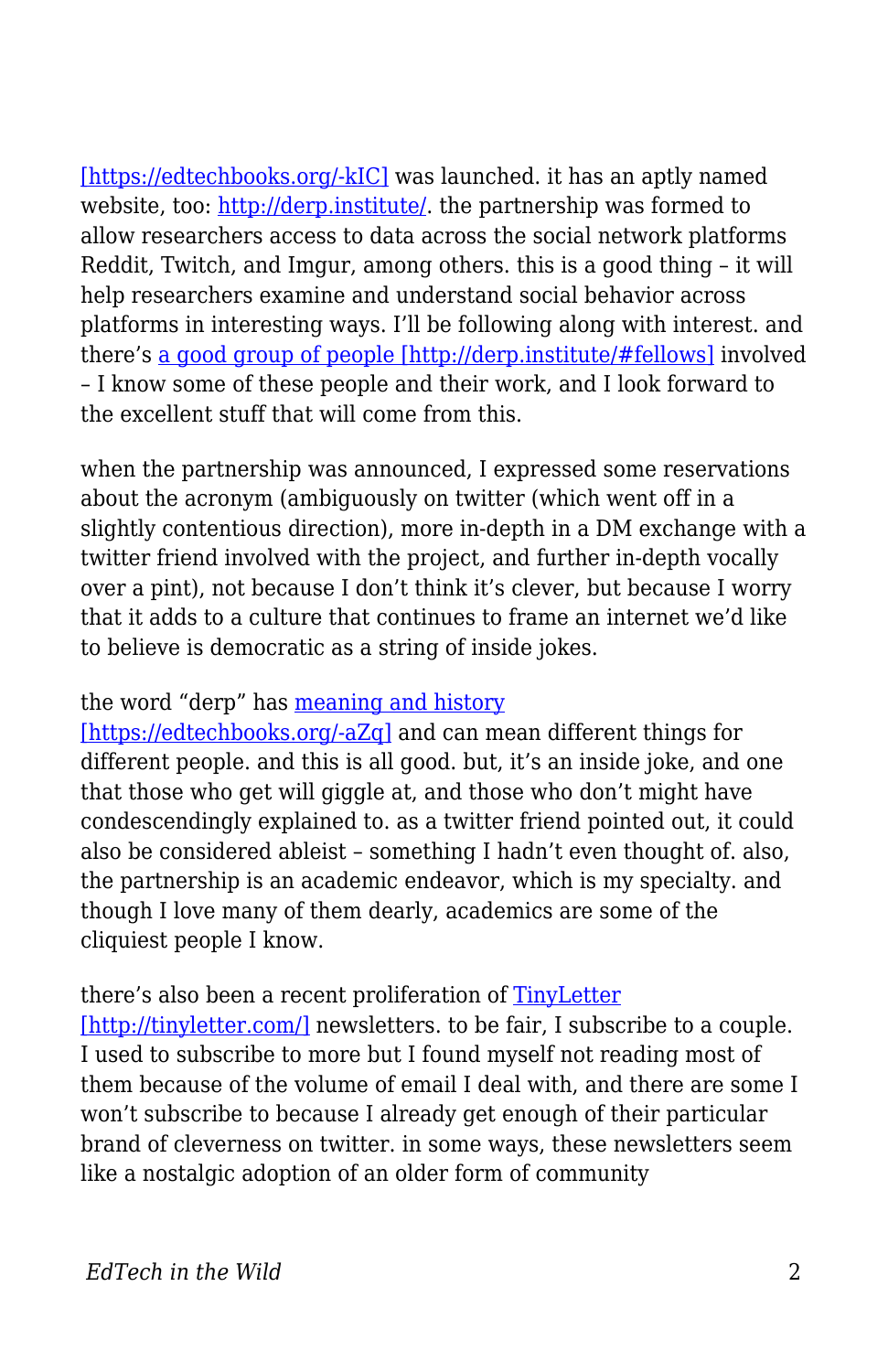[https://edtechbooks.org/-kIC] was launched. it has an aptly named website, too: http://derp.institute/. the partnership was formed to allow researchers access to data across the social network platforms Reddit, Twitch, and Imgur, among others. this is a good thing – it will help researchers examine and understand social behavior across platforms in interesting ways. I'll be following along with interest. and there's a good group of people [http://derp.institute/#fellows] involved – I know some of these people and their work, and I look forward to the excellent stuff that will come from this.

when the partnership was announced, I expressed some reservations about the acronym (ambiguously on twitter (which went off in a slightly contentious direction), more in-depth in a DM exchange with a twitter friend involved with the project, and further in-depth vocally over a pint), not because I don't think it's clever, but because I worry that it adds to a culture that continues to frame an internet we'd like to believe is democratic as a string of inside jokes.

the word "derp" has meaning and history [https://edtechbooks.org/-aZq] and can mean different things for different people. and this is all good. but, it's an inside joke, and one that those who get will giggle at, and those who don't might have condescendingly explained to. as a twitter friend pointed out, it could also be considered ableist – something I hadn't even thought of. also, the partnership is an academic endeavor, which is my specialty. and though I love many of them dearly, academics are some of the cliquiest people I know.

there's also been a recent proliferation of TinyLetter [http://tinyletter.com/] newsletters. to be fair, I subscribe to a couple. I used to subscribe to more but I found myself not reading most of them because of the volume of email I deal with, and there are some I won't subscribe to because I already get enough of their particular brand of cleverness on twitter. in some ways, these newsletters seem like a nostalgic adoption of an older form of community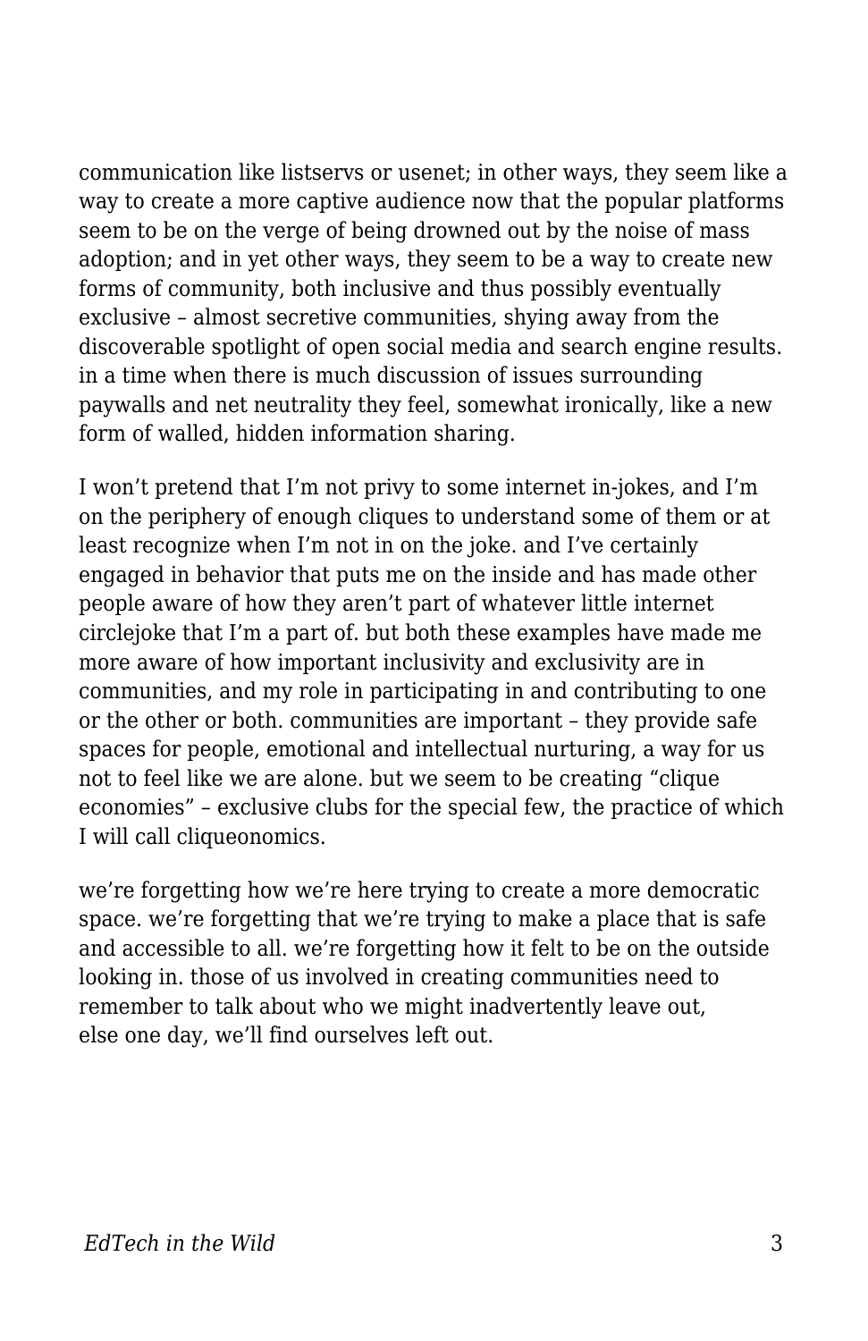communication like listservs or usenet; in other ways, they seem like a way to create a more captive audience now that the popular platforms seem to be on the verge of being drowned out by the noise of mass adoption; and in yet other ways, they seem to be a way to create new forms of community, both inclusive and thus possibly eventually exclusive – almost secretive communities, shying away from the discoverable spotlight of open social media and search engine results. in a time when there is much discussion of issues surrounding paywalls and net neutrality they feel, somewhat ironically, like a new form of walled, hidden information sharing.

I won't pretend that I'm not privy to some internet in-jokes, and I'm on the periphery of enough cliques to understand some of them or at least recognize when I'm not in on the joke. and I've certainly engaged in behavior that puts me on the inside and has made other people aware of how they aren't part of whatever little internet circlejoke that I'm a part of. but both these examples have made me more aware of how important inclusivity and exclusivity are in communities, and my role in participating in and contributing to one or the other or both. communities are important – they provide safe spaces for people, emotional and intellectual nurturing, a way for us not to feel like we are alone. but we seem to be creating "clique economies" – exclusive clubs for the special few, the practice of which I will call cliqueonomics.

we're forgetting how we're here trying to create a more democratic space. we're forgetting that we're trying to make a place that is safe and accessible to all. we're forgetting how it felt to be on the outside looking in. those of us involved in creating communities need to remember to talk about who we might inadvertently leave out, else one day, we'll find ourselves left out.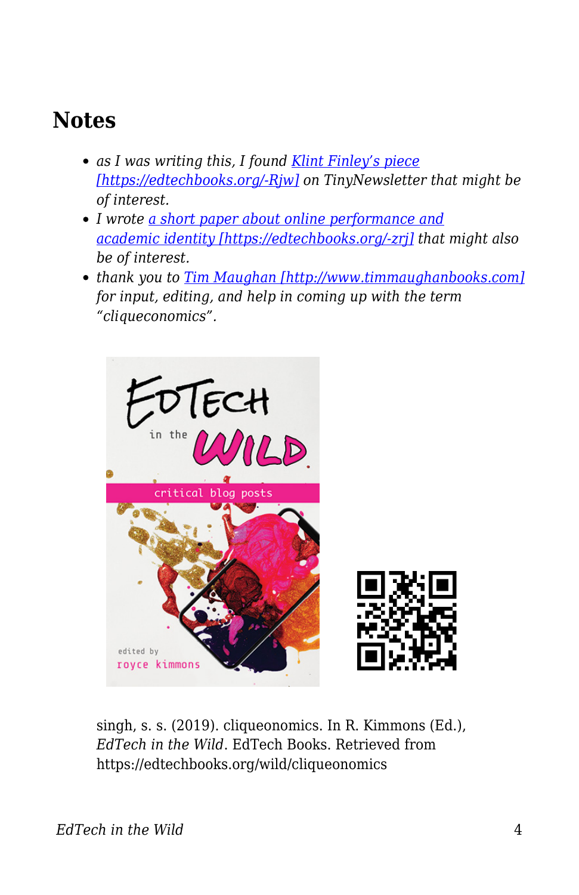## Notes

- *as I was writing this, I found [Klint Finley's piece [https://edtechbooks.org/-Rjw]](https://edtechbooks.org/-Rjw) on TinyNewsletter that might be of interest.*
- *I wrote [a short paper about online performance and academic identity [https://edtechbooks.org/-zrj]](https://edtechbooks.org/-zrj) that might also be of interest.*
- *thank you to [Tim Maughan [http://www.timmaughanbooks.com]](http://www.timmaughanbooks.com) for input, editing, and help in coming up with the term "cliqueconomics".*

singh, s. s. (2019). cliqueonomics. In R. Kimmons (Ed.), *EdTech in the Wild*. EdTech Books. Retrieved from https://edtechbooks.org/wild/cliqueonomics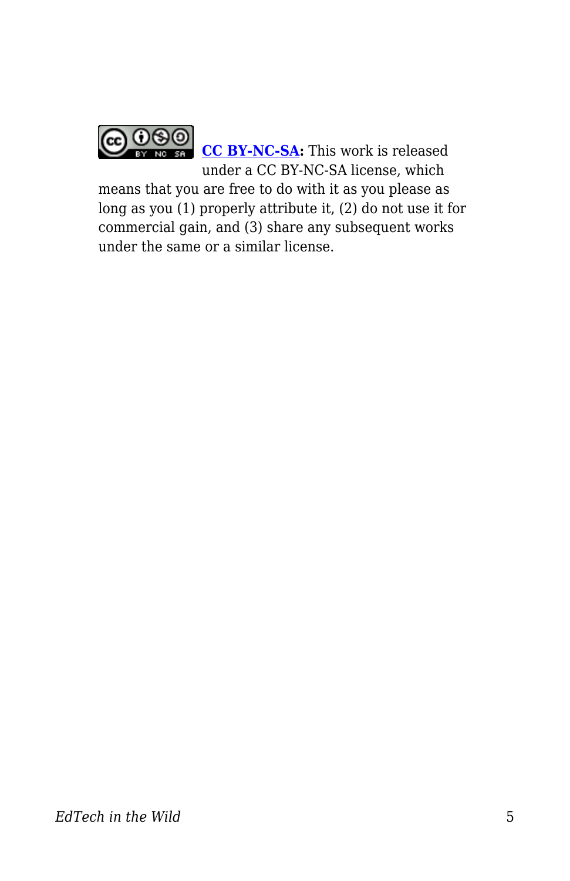**[CC BY-NC-SA](https://creativecommons.org/licenses/by-nc-sa/4.0/):** This work is released under a CC BY-NC-SA license, which means that you are free to do with it as you please as long as you (1) properly attribute it, (2) do not use it for commercial gain, and (3) share any subsequent works under the same or a similar license.